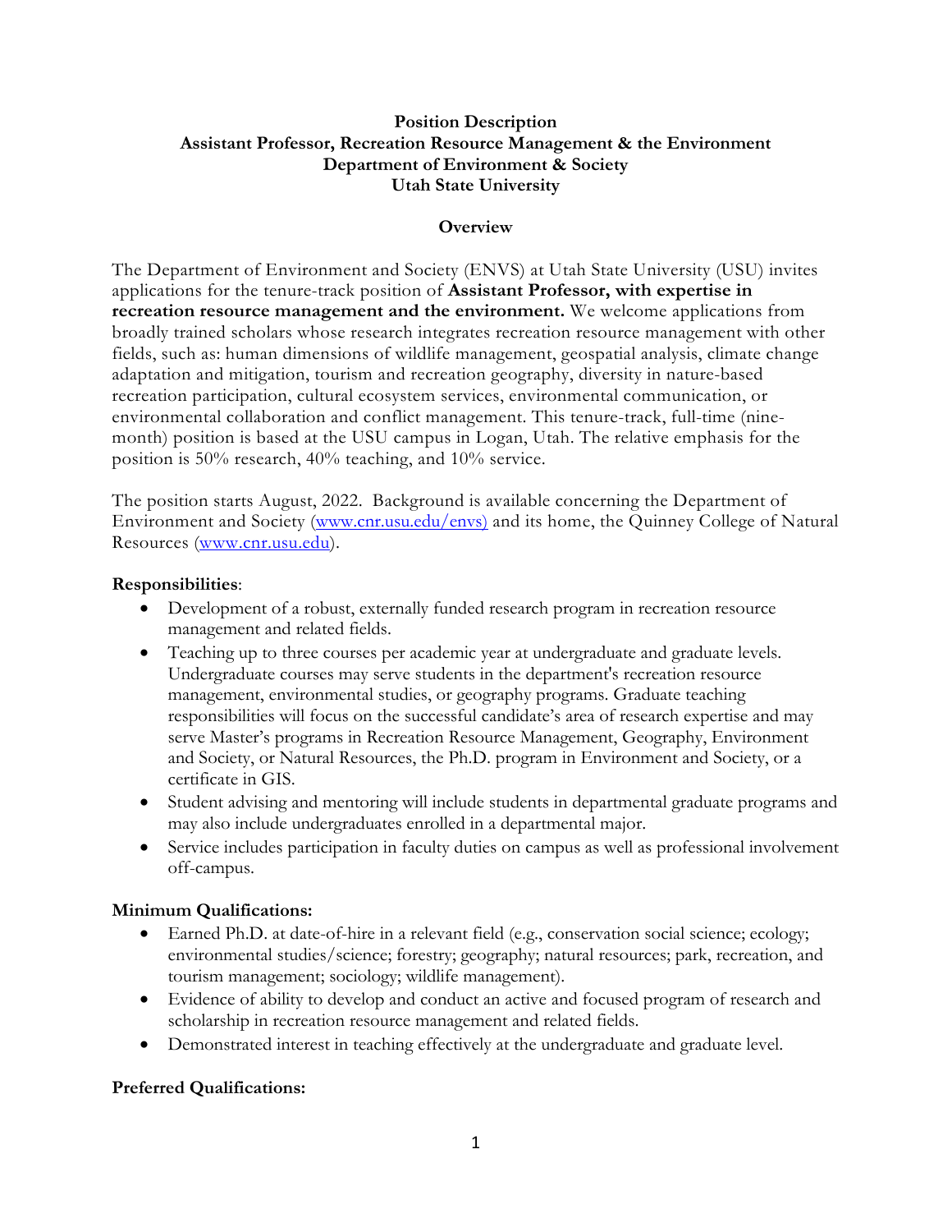**Position Description**
**Assistant Professor, Recreation Resource Management & the Environment**
**Department of Environment & Society**
**Utah State University**

**Overview**

The Department of Environment and Society (ENVS) at Utah State University (USU) invites applications for the tenure-track position of **Assistant Professor, with expertise in recreation resource management and the environment.** We welcome applications from broadly trained scholars whose research integrates recreation resource management with other fields, such as: human dimensions of wildlife management, geospatial analysis, climate change adaptation and mitigation, tourism and recreation geography, diversity in nature-based recreation participation, cultural ecosystem services, environmental communication, or environmental collaboration and conflict management. This tenure-track, full-time (nine-month) position is based at the USU campus in Logan, Utah. The relative emphasis for the position is 50% research, 40% teaching, and 10% service.

The position starts August, 2022. Background is available concerning the Department of Environment and Society (www.cnr.usu.edu/envs) and its home, the Quinney College of Natural Resources (www.cnr.usu.edu).

**Responsibilities**:

- Development of a robust, externally funded research program in recreation resource management and related fields.
- Teaching up to three courses per academic year at undergraduate and graduate levels. Undergraduate courses may serve students in the department's recreation resource management, environmental studies, or geography programs. Graduate teaching responsibilities will focus on the successful candidate's area of research expertise and may serve Master's programs in Recreation Resource Management, Geography, Environment and Society, or Natural Resources, the Ph.D. program in Environment and Society, or a certificate in GIS.
- Student advising and mentoring will include students in departmental graduate programs and may also include undergraduates enrolled in a departmental major.
- Service includes participation in faculty duties on campus as well as professional involvement off-campus.

**Minimum Qualifications:**

- Earned Ph.D. at date-of-hire in a relevant field (e.g., conservation social science; ecology; environmental studies/science; forestry; geography; natural resources; park, recreation, and tourism management; sociology; wildlife management).
- Evidence of ability to develop and conduct an active and focused program of research and scholarship in recreation resource management and related fields.
- Demonstrated interest in teaching effectively at the undergraduate and graduate level.

**Preferred Qualifications:**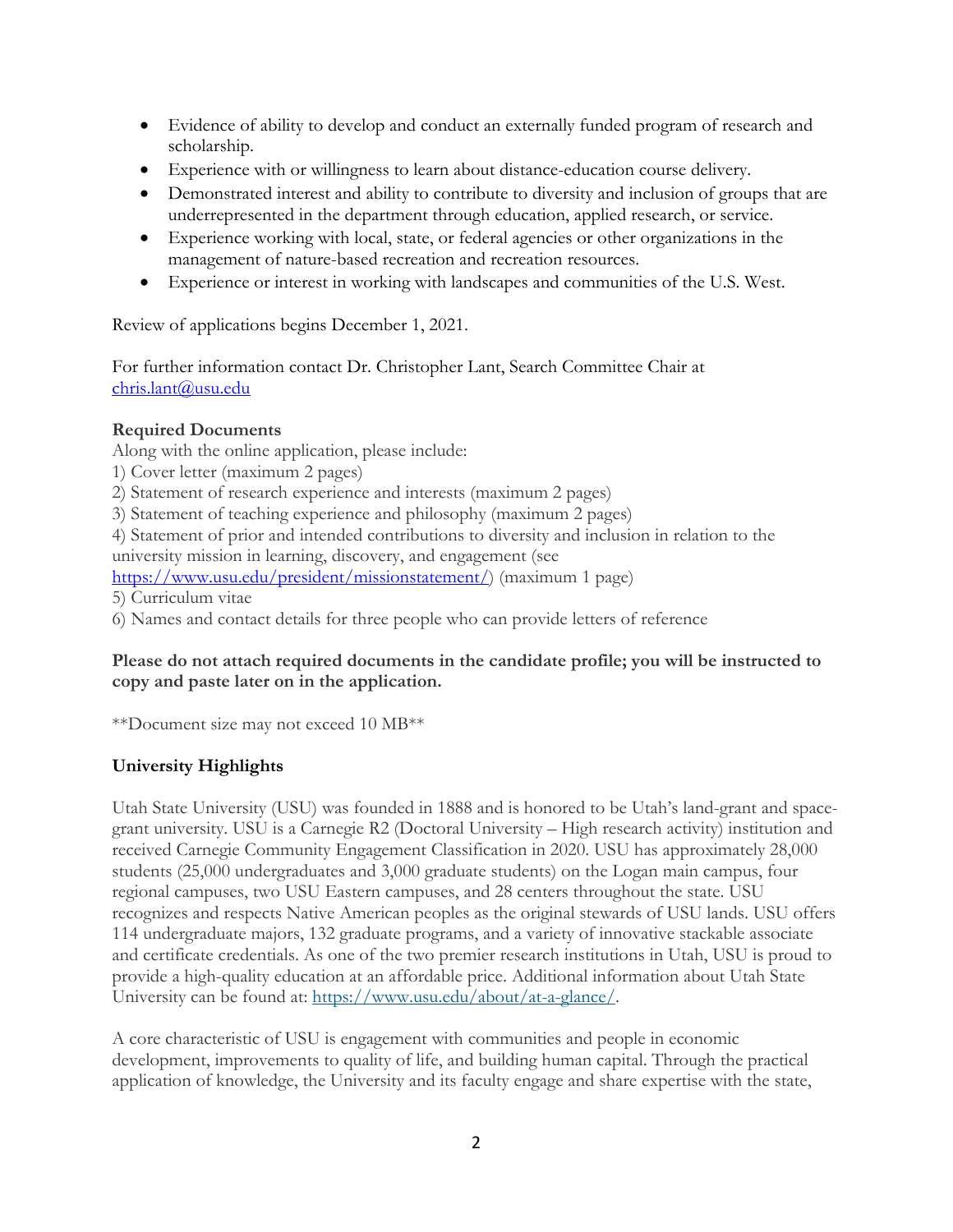- Evidence of ability to develop and conduct an externally funded program of research and scholarship.
- Experience with or willingness to learn about distance-education course delivery.
- Demonstrated interest and ability to contribute to diversity and inclusion of groups that are underrepresented in the department through education, applied research, or service.
- Experience working with local, state, or federal agencies or other organizations in the management of nature-based recreation and recreation resources.
- Experience or interest in working with landscapes and communities of the U.S. West.

Review of applications begins December 1, 2021.

For further information contact Dr. Christopher Lant, Search Committee Chair at chris.lant@usu.edu

**Required Documents**

Along with the online application, please include:

1) Cover letter (maximum 2 pages)
2) Statement of research experience and interests (maximum 2 pages)
3) Statement of teaching experience and philosophy (maximum 2 pages)
4) Statement of prior and intended contributions to diversity and inclusion in relation to the university mission in learning, discovery, and engagement (see https://www.usu.edu/president/missionstatement/) (maximum 1 page)
5) Curriculum vitae
6) Names and contact details for three people who can provide letters of reference

**Please do not attach required documents in the candidate profile; you will be instructed to copy and paste later on in the application.**

**Document size may not exceed 10 MB**

**University Highlights**

Utah State University (USU) was founded in 1888 and is honored to be Utah's land-grant and space-grant university. USU is a Carnegie R2 (Doctoral University – High research activity) institution and received Carnegie Community Engagement Classification in 2020. USU has approximately 28,000 students (25,000 undergraduates and 3,000 graduate students) on the Logan main campus, four regional campuses, two USU Eastern campuses, and 28 centers throughout the state. USU recognizes and respects Native American peoples as the original stewards of USU lands. USU offers 114 undergraduate majors, 132 graduate programs, and a variety of innovative stackable associate and certificate credentials. As one of the two premier research institutions in Utah, USU is proud to provide a high-quality education at an affordable price. Additional information about Utah State University can be found at: https://www.usu.edu/about/at-a-glance/.

A core characteristic of USU is engagement with communities and people in economic development, improvements to quality of life, and building human capital. Through the practical application of knowledge, the University and its faculty engage and share expertise with the state,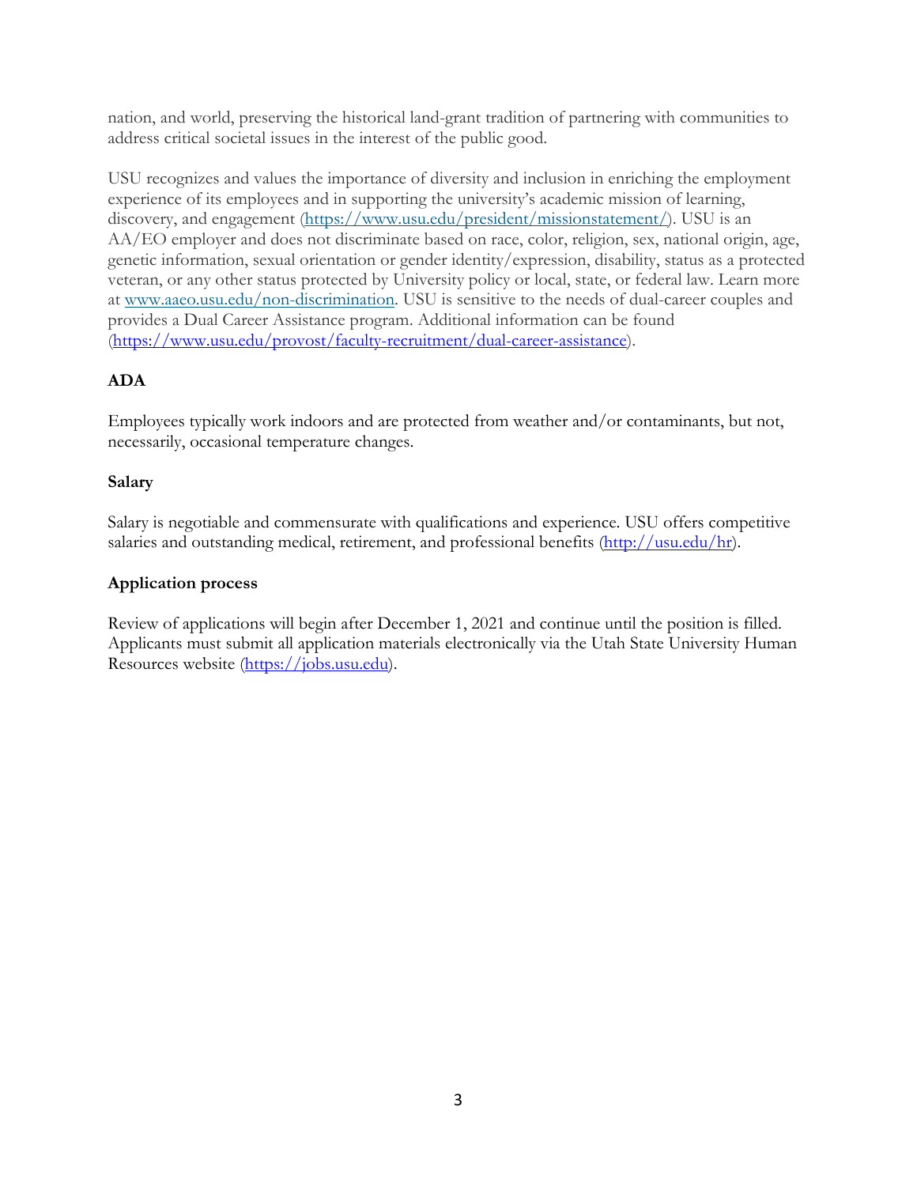nation, and world, preserving the historical land-grant tradition of partnering with communities to address critical societal issues in the interest of the public good.

USU recognizes and values the importance of diversity and inclusion in enriching the employment experience of its employees and in supporting the university's academic mission of learning, discovery, and engagement (https://www.usu.edu/president/missionstatement/). USU is an AA/EO employer and does not discriminate based on race, color, religion, sex, national origin, age, genetic information, sexual orientation or gender identity/expression, disability, status as a protected veteran, or any other status protected by University policy or local, state, or federal law. Learn more at www.aaeo.usu.edu/non-discrimination. USU is sensitive to the needs of dual-career couples and provides a Dual Career Assistance program. Additional information can be found (https://www.usu.edu/provost/faculty-recruitment/dual-career-assistance).

**ADA**

Employees typically work indoors and are protected from weather and/or contaminants, but not, necessarily, occasional temperature changes.

**Salary**

Salary is negotiable and commensurate with qualifications and experience. USU offers competitive salaries and outstanding medical, retirement, and professional benefits (http://usu.edu/hr).

**Application process**

Review of applications will begin after December 1, 2021 and continue until the position is filled. Applicants must submit all application materials electronically via the Utah State University Human Resources website (https://jobs.usu.edu).